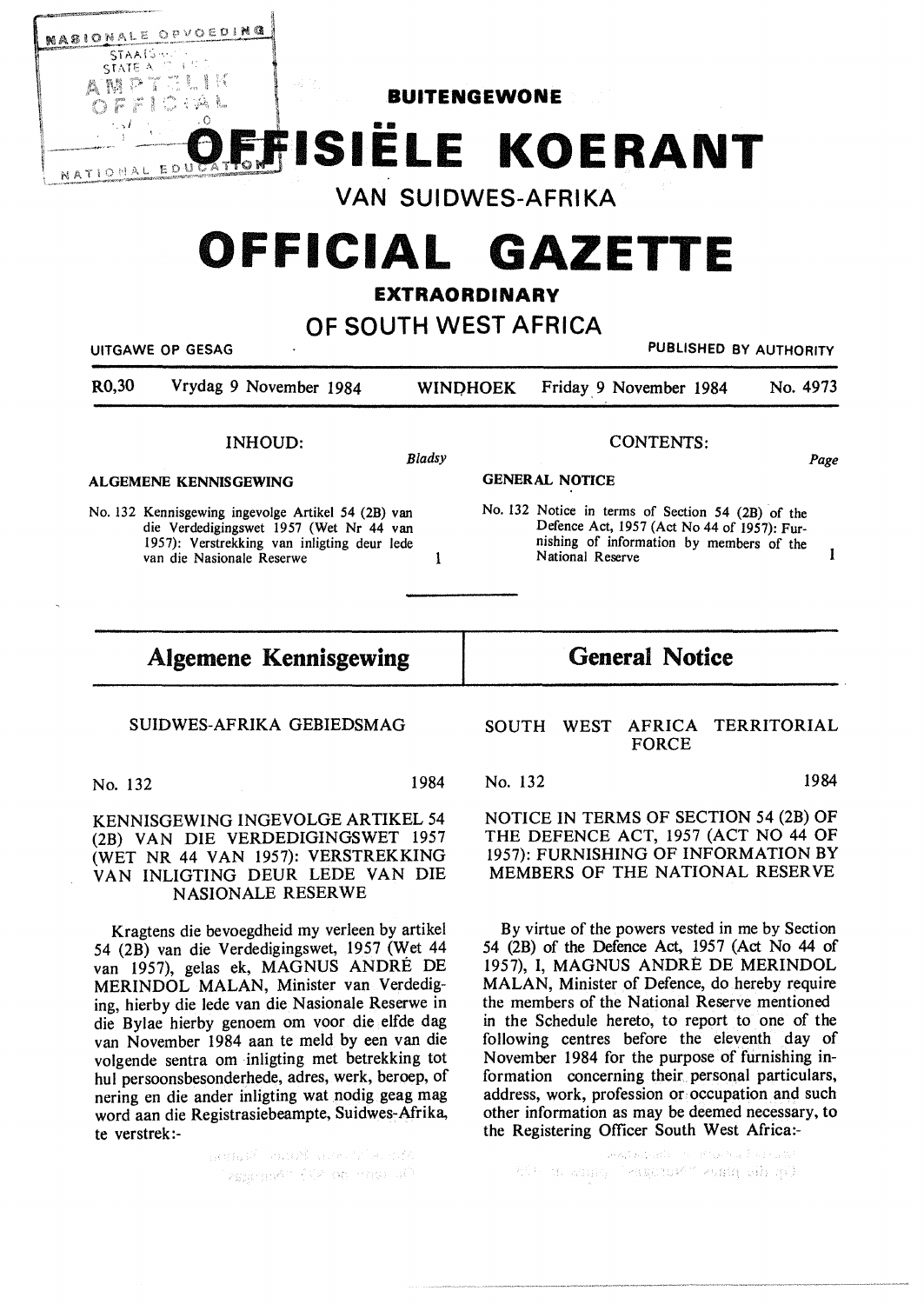# BUITENGEWONE

# OFFISIËLE KOERANT

## VAN SUIDWES-AFRIKA

# OFFICIAL GAZETTE

## EXTRAORDINARY

## OF SOUTH WEST AFRICA

UITGAWE OP GESAG — PUBLISHED BY AUTHORITY

R0,30 Vrydag 9 November 1984 WINDHOEK Friday 9 November 1984 No. 4973

INHOUD: *Bladsy*

**ALGEMENE KENNISGEWING**

No. 132 Kennisgewing ingevolge Artikel 54 (2B) van die Verdedigingswet 1957 (Wet Nr 44 van 1957): Verstrekking van inligting deur lede van die Nasionale Reserwe — 1

CONTENTS: *Page*

**GENERAL NOTICE**

No. 132 Notice in terms of Section 54 (2B) of the Defence Act, 1957 (Act No 44 of 1957): Furnishing of information by members of the National Reserve — 1

## Algemene Kennisgewing

SUIDWES-AFRIKA GEBIEDSMAG

No. 132 1984

KENNISGEWING INGEVOLGE ARTIKEL 54 (2B) VAN DIE VERDEDIGINGSWET 1957 (WET NR 44 VAN 1957): VERSTREKKING VAN INLIGTING DEUR LEDE VAN DIE NASIONALE RESERWE

Kragtens die bevoegdheid my verleen by artikel 54 (2B) van die Verdedigingswet, 1957 (Wet 44 van 1957), gelas ek, MAGNUS ANDRÉ DE MERINDOL MALAN, Minister van Verdediging, hierby die lede van die Nasionale Reserwe in die Bylae hierby genoem om voor die elfde dag van November 1984 aan te meld by een van die volgende sentra om inligting met betrekking tot hul persoonsbesonderhede, adres, werk, beroep, of nering en die ander inligting wat nodig geag mag word aan die Registrasiebeampte, Suidwes-Afrika, te verstrek:-

## General Notice

SOUTH WEST AFRICA TERRITORIAL FORCE

No. 132 1984

NOTICE IN TERMS OF SECTION 54 (2B) OF THE DEFENCE ACT, 1957 (ACT NO 44 OF 1957): FURNISHING OF INFORMATION BY MEMBERS OF THE NATIONAL RESERVE

By virtue of the powers vested in me by Section 54 (2B) of the Defence Act, 1957 (Act No 44 of 1957), I, MAGNUS ANDRÉ DE MERINDOL MALAN, Minister of Defence, do hereby require the members of the National Reserve mentioned in the Schedule hereto, to report to one of the following centres before the eleventh day of November 1984 for the purpose of furnishing information concerning their personal particulars, address, work, profession or occupation and such other information as may be deemed necessary, to the Registering Officer South West Africa:-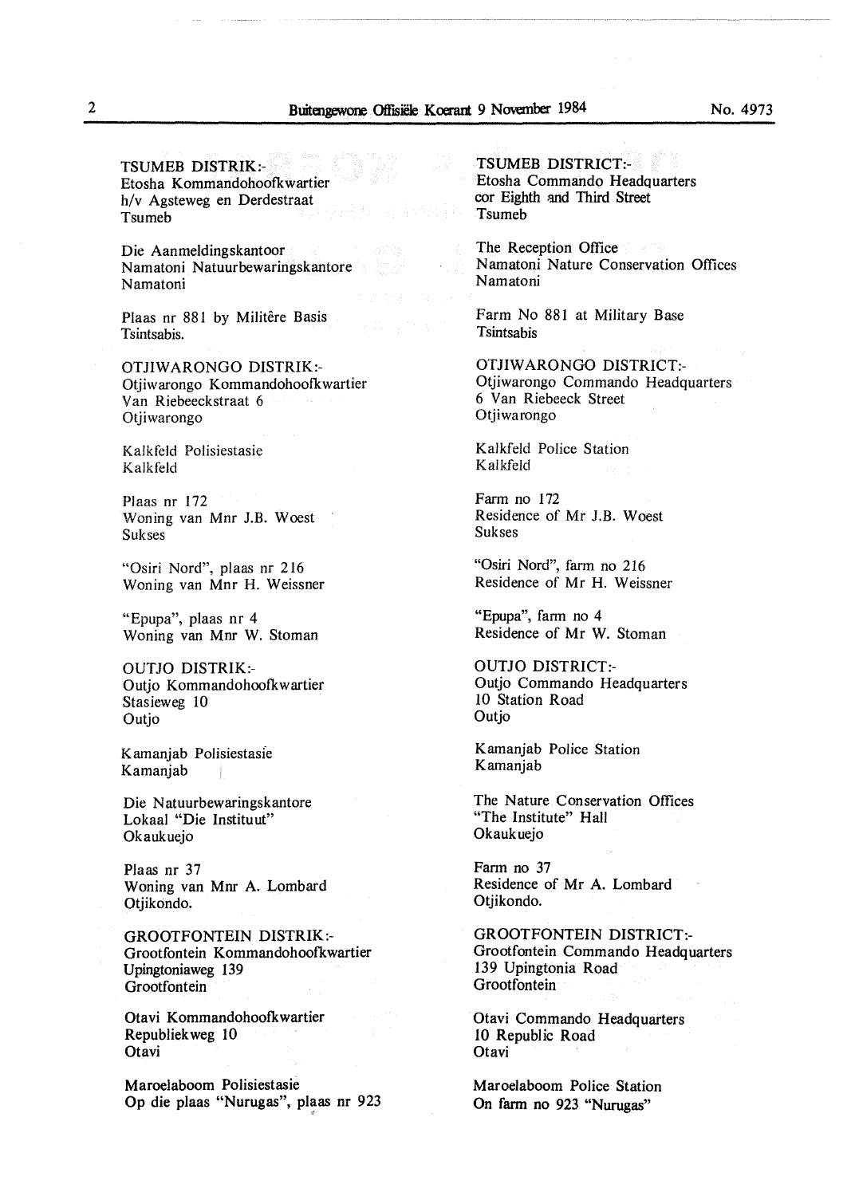TSUMEB DISTRIK:-
Etosha Kommandohoofkwartier
h/v Agsteweg en Derdestraat
Tsumeb

Die Aanmeldingskantoor
Namatoni Natuurbewaringskantore
Namatoni

Plaas nr 881 by Militêre Basis
Tsintsabis.

OTJIWARONGO DISTRIK:-
Otjiwarongo Kommandohoofkwartier
Van Riebeeckstraat 6
Otjiwarongo

Kalkfeld Polisiestasie
Kalkfeld

Plaas nr 172
Woning van Mnr J.B. Woest
Sukses

"Osiri Nord", plaas nr 216
Woning van Mnr H. Weissner

"Epupa", plaas nr 4
Woning van Mnr W. Stoman

OUTJO DISTRIK:-
Outjo Kommandohoofkwartier
Stasieweg 10
Outjo

Kamanjab Polisiestasie
Kamanjab

Die Natuurbewaringskantore
Lokaal "Die Instituut"
Okaukuejo

Plaas nr 37
Woning van Mnr A. Lombard
Otjikondo.

GROOTFONTEIN DISTRIK:-
Grootfontein Kommandohoofkwartier
Upingtoniaweg 139
Grootfontein

Otavi Kommandohoofkwartier
Republiekweg 10
Otavi

Maroelaboom Polisiestasie
Op die plaas "Nurugas", plaas nr 923

TSUMEB DISTRICT:-
Etosha Commando Headquarters
cor Eighth and Third Street
Tsumeb

The Reception Office
Namatoni Nature Conservation Offices
Namatoni

Farm No 881 at Military Base
Tsintsabis

OTJIWARONGO DISTRICT:-
Otjiwarongo Commando Headquarters
6 Van Riebeeck Street
Otjiwarongo

Kalkfeld Police Station
Kalkfeld

Farm no 172
Residence of Mr J.B. Woest
Sukses

"Osiri Nord", farm no 216
Residence of Mr H. Weissner

"Epupa", farm no 4
Residence of Mr W. Stoman

OUTJO DISTRICT:-
Outjo Commando Headquarters
10 Station Road
Outjo

Kamanjab Police Station
Kamanjab

The Nature Conservation Offices
"The Institute" Hall
Okaukuejo

Farm no 37
Residence of Mr A. Lombard
Otjikondo.

GROOTFONTEIN DISTRICT:-
Grootfontein Commando Headquarters
139 Upingtonia Road
Grootfontein

Otavi Commando Headquarters
10 Republic Road
Otavi

Maroelaboom Police Station
On farm no 923 "Nurugas"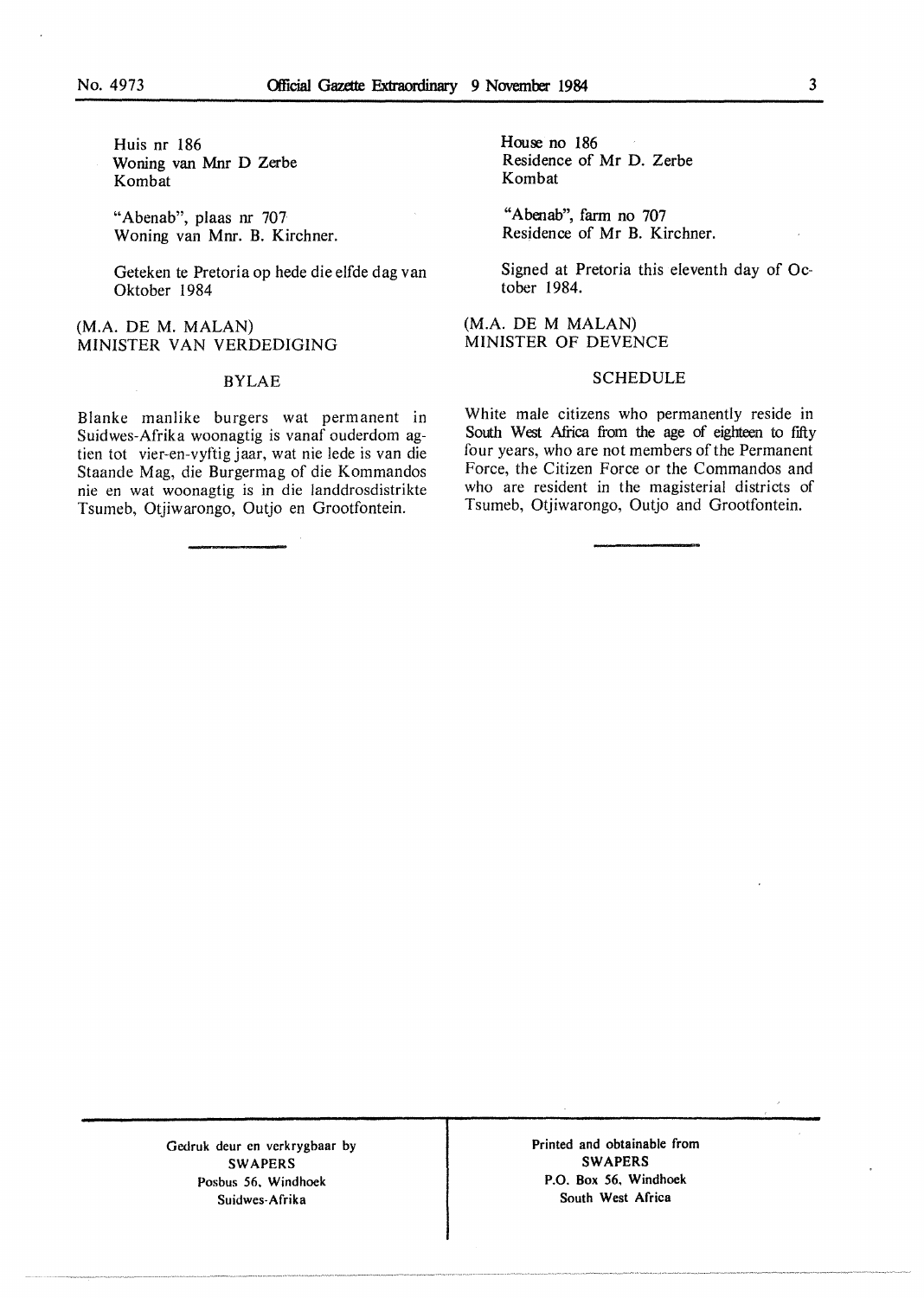Huis nr 186
Woning van Mnr D Zerbe
Kombat

"Abenab", plaas nr 707
Woning van Mnr. B. Kirchner.

Geteken te Pretoria op hede die elfde dag van Oktober 1984

(M.A. DE M. MALAN)
MINISTER VAN VERDEDIGING

BYLAE

Blanke manlike burgers wat permanent in Suidwes-Afrika woonagtig is vanaf ouderdom agtien tot vier-en-vyftig jaar, wat nie lede is van die Staande Mag, die Burgermag of die Kommandos nie en wat woonagtig is in die landdrosdistrikte Tsumeb, Otjiwarongo, Outjo en Grootfontein.

House no 186
Residence of Mr D. Zerbe
Kombat

"Abenab", farm no 707
Residence of Mr B. Kirchner.

Signed at Pretoria this eleventh day of October 1984.

(M.A. DE M MALAN)
MINISTER OF DEVENCE

SCHEDULE

White male citizens who permanently reside in South West Africa from the age of eighteen to fifty four years, who are not members of the Permanent Force, the Citizen Force or the Commandos and who are resident in the magisterial districts of Tsumeb, Otjiwarongo, Outjo and Grootfontein.

Gedruk deur en verkrygbaar by
SWAPERS
Posbus 56, Windhoek
Suidwes-Afrika

Printed and obtainable from
SWAPERS
P.O. Box 56, Windhoek
South West Africa